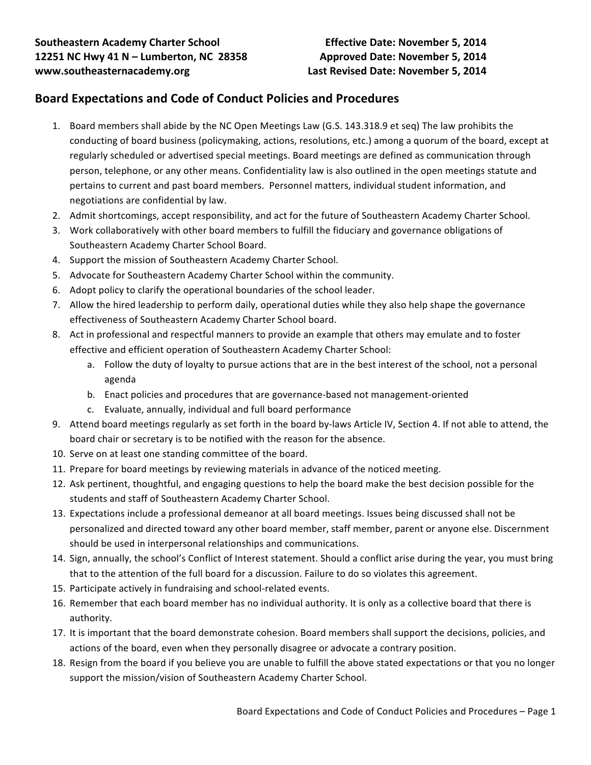**Southeastern Academy Charter School**
**12251 NC Hwy 41 N – Lumberton, NC 28358**
**www.southeasternacademy.org**

**Effective Date: November 5, 2014**
**Approved Date: November 5, 2014**
**Last Revised Date: November 5, 2014**

## Board Expectations and Code of Conduct Policies and Procedures

1. Board members shall abide by the NC Open Meetings Law (G.S. 143.318.9 et seq) The law prohibits the conducting of board business (policymaking, actions, resolutions, etc.) among a quorum of the board, except at regularly scheduled or advertised special meetings. Board meetings are defined as communication through person, telephone, or any other means. Confidentiality law is also outlined in the open meetings statute and pertains to current and past board members. Personnel matters, individual student information, and negotiations are confidential by law.
2. Admit shortcomings, accept responsibility, and act for the future of Southeastern Academy Charter School.
3. Work collaboratively with other board members to fulfill the fiduciary and governance obligations of Southeastern Academy Charter School Board.
4. Support the mission of Southeastern Academy Charter School.
5. Advocate for Southeastern Academy Charter School within the community.
6. Adopt policy to clarify the operational boundaries of the school leader.
7. Allow the hired leadership to perform daily, operational duties while they also help shape the governance effectiveness of Southeastern Academy Charter School board.
8. Act in professional and respectful manners to provide an example that others may emulate and to foster effective and efficient operation of Southeastern Academy Charter School:
   a. Follow the duty of loyalty to pursue actions that are in the best interest of the school, not a personal agenda
   b. Enact policies and procedures that are governance-based not management-oriented
   c. Evaluate, annually, individual and full board performance
9. Attend board meetings regularly as set forth in the board by-laws Article IV, Section 4. If not able to attend, the board chair or secretary is to be notified with the reason for the absence.
10. Serve on at least one standing committee of the board.
11. Prepare for board meetings by reviewing materials in advance of the noticed meeting.
12. Ask pertinent, thoughtful, and engaging questions to help the board make the best decision possible for the students and staff of Southeastern Academy Charter School.
13. Expectations include a professional demeanor at all board meetings. Issues being discussed shall not be personalized and directed toward any other board member, staff member, parent or anyone else. Discernment should be used in interpersonal relationships and communications.
14. Sign, annually, the school's Conflict of Interest statement. Should a conflict arise during the year, you must bring that to the attention of the full board for a discussion. Failure to do so violates this agreement.
15. Participate actively in fundraising and school-related events.
16. Remember that each board member has no individual authority. It is only as a collective board that there is authority.
17. It is important that the board demonstrate cohesion. Board members shall support the decisions, policies, and actions of the board, even when they personally disagree or advocate a contrary position.
18. Resign from the board if you believe you are unable to fulfill the above stated expectations or that you no longer support the mission/vision of Southeastern Academy Charter School.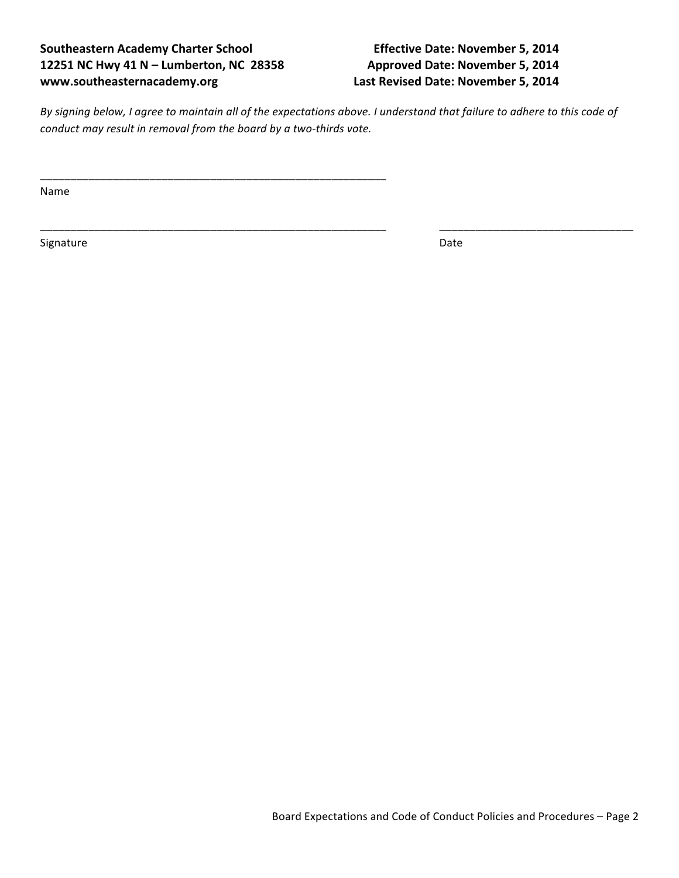*By signing below, I agree to maintain all of the expectations above. I understand that failure to adhere to this code of conduct may result in removal from the board by a two-thirds vote.*

\_\_\_\_\_\_\_\_\_\_\_\_\_\_\_\_\_\_\_\_\_\_\_\_\_\_\_\_\_\_\_\_\_\_\_\_\_\_\_\_\_\_\_\_\_\_\_\_\_\_\_\_\_\_\_\_

Name

\_\_\_\_\_\_\_\_\_\_\_\_\_\_\_\_\_\_\_\_\_\_\_\_\_\_\_\_\_\_\_\_\_\_\_\_\_\_\_\_\_\_\_\_\_\_\_\_\_\_\_\_\_\_\_\_ \_\_\_\_\_\_\_\_\_\_\_\_\_\_\_\_\_\_\_\_\_\_\_\_\_\_\_\_\_\_\_\_

Signature Date